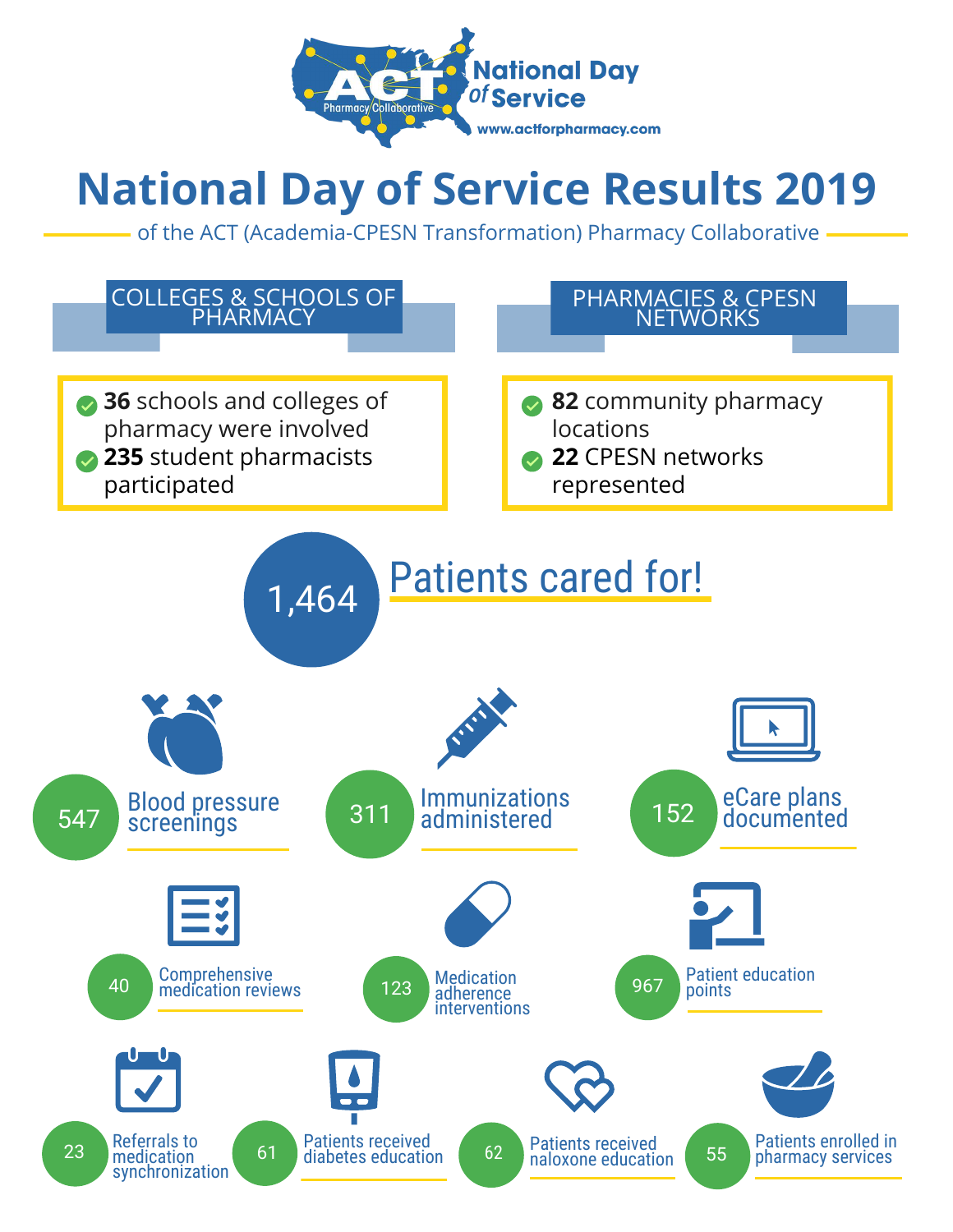ACT Pharmacy Collaborative

National Day of Service

www.actforpharmacy.com

# National Day of Service Results 2019

of the ACT (Academia-CPESN Transformation) Pharmacy Collaborative

## COLLEGES & SCHOOLS OF PHARMACY

- **36** schools and colleges of pharmacy were involved
- **235** student pharmacists participated

## PHARMACIES & CPESN NETWORKS

- **82** community pharmacy locations
- **22** CPESN networks represented

## 1,464 Patients cared for!

- **547** Blood pressure screenings
- **311** Immunizations administered
- **152** eCare plans documented
- **40** Comprehensive medication reviews
- **123** Medication adherence interventions
- **967** Patient education points
- **23** Referrals to medication synchronization
- **61** Patients received diabetes education
- **62** Patients received naloxone education
- **55** Patients enrolled in pharmacy services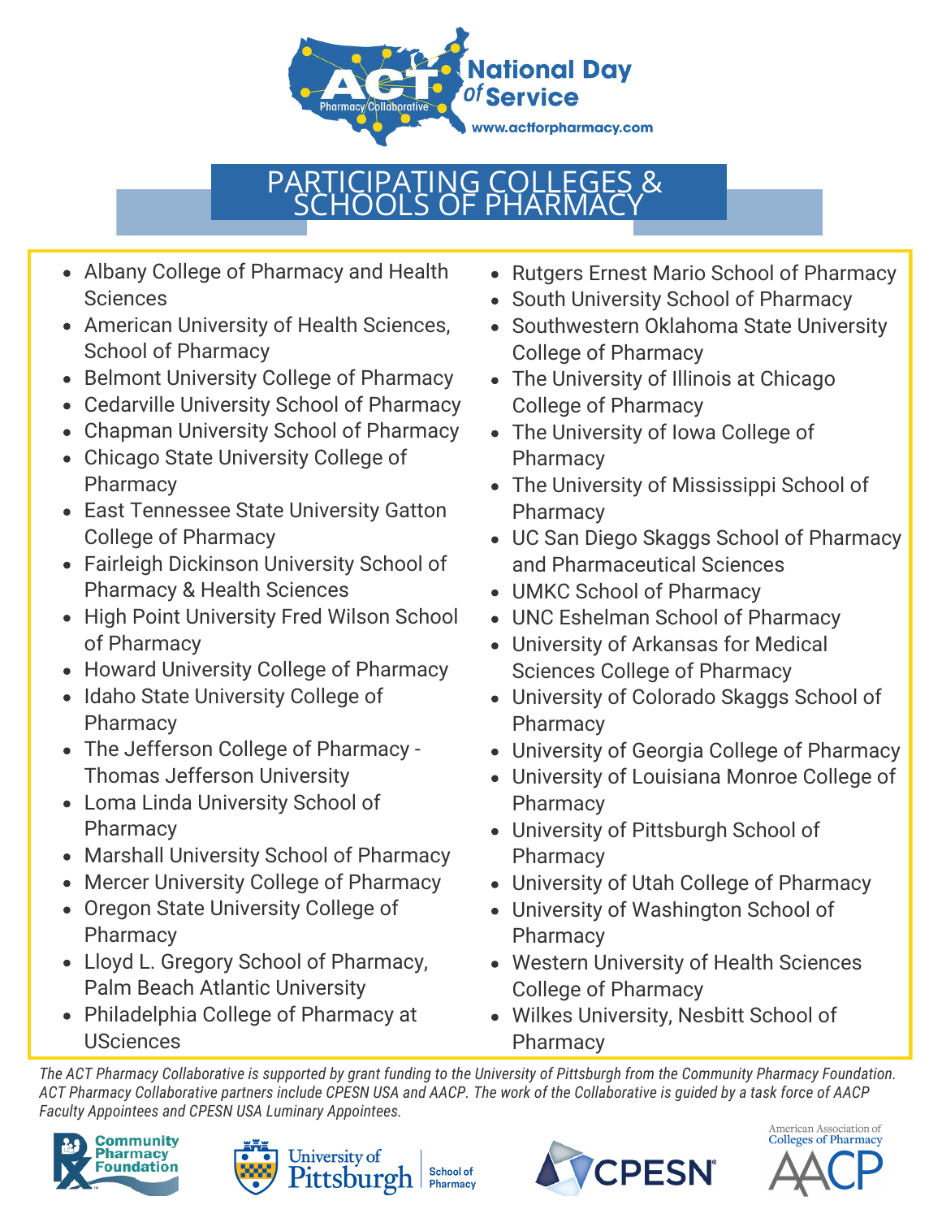ACT Pharmacy Collaborative

# National Day of Service

www.actforpharmacy.com

## PARTICIPATING COLLEGES & SCHOOLS OF PHARMACY

- Albany College of Pharmacy and Health Sciences
- American University of Health Sciences, School of Pharmacy
- Belmont University College of Pharmacy
- Cedarville University School of Pharmacy
- Chapman University School of Pharmacy
- Chicago State University College of Pharmacy
- East Tennessee State University Gatton College of Pharmacy
- Fairleigh Dickinson University School of Pharmacy & Health Sciences
- High Point University Fred Wilson School of Pharmacy
- Howard University College of Pharmacy
- Idaho State University College of Pharmacy
- The Jefferson College of Pharmacy - Thomas Jefferson University
- Loma Linda University School of Pharmacy
- Marshall University School of Pharmacy
- Mercer University College of Pharmacy
- Oregon State University College of Pharmacy
- Lloyd L. Gregory School of Pharmacy, Palm Beach Atlantic University
- Philadelphia College of Pharmacy at USciences
- Rutgers Ernest Mario School of Pharmacy
- South University School of Pharmacy
- Southwestern Oklahoma State University College of Pharmacy
- The University of Illinois at Chicago College of Pharmacy
- The University of Iowa College of Pharmacy
- The University of Mississippi School of Pharmacy
- UC San Diego Skaggs School of Pharmacy and Pharmaceutical Sciences
- UMKC School of Pharmacy
- UNC Eshelman School of Pharmacy
- University of Arkansas for Medical Sciences College of Pharmacy
- University of Colorado Skaggs School of Pharmacy
- University of Georgia College of Pharmacy
- University of Louisiana Monroe College of Pharmacy
- University of Pittsburgh School of Pharmacy
- University of Utah College of Pharmacy
- University of Washington School of Pharmacy
- Western University of Health Sciences College of Pharmacy
- Wilkes University, Nesbitt School of Pharmacy

*The ACT Pharmacy Collaborative is supported by grant funding to the University of Pittsburgh from the Community Pharmacy Foundation. ACT Pharmacy Collaborative partners include CPESN USA and AACP. The work of the Collaborative is guided by a task force of AACP Faculty Appointees and CPESN USA Luminary Appointees.*

Community Pharmacy Foundation | University of Pittsburgh School of Pharmacy | CPESN | American Association of Colleges of Pharmacy AACP